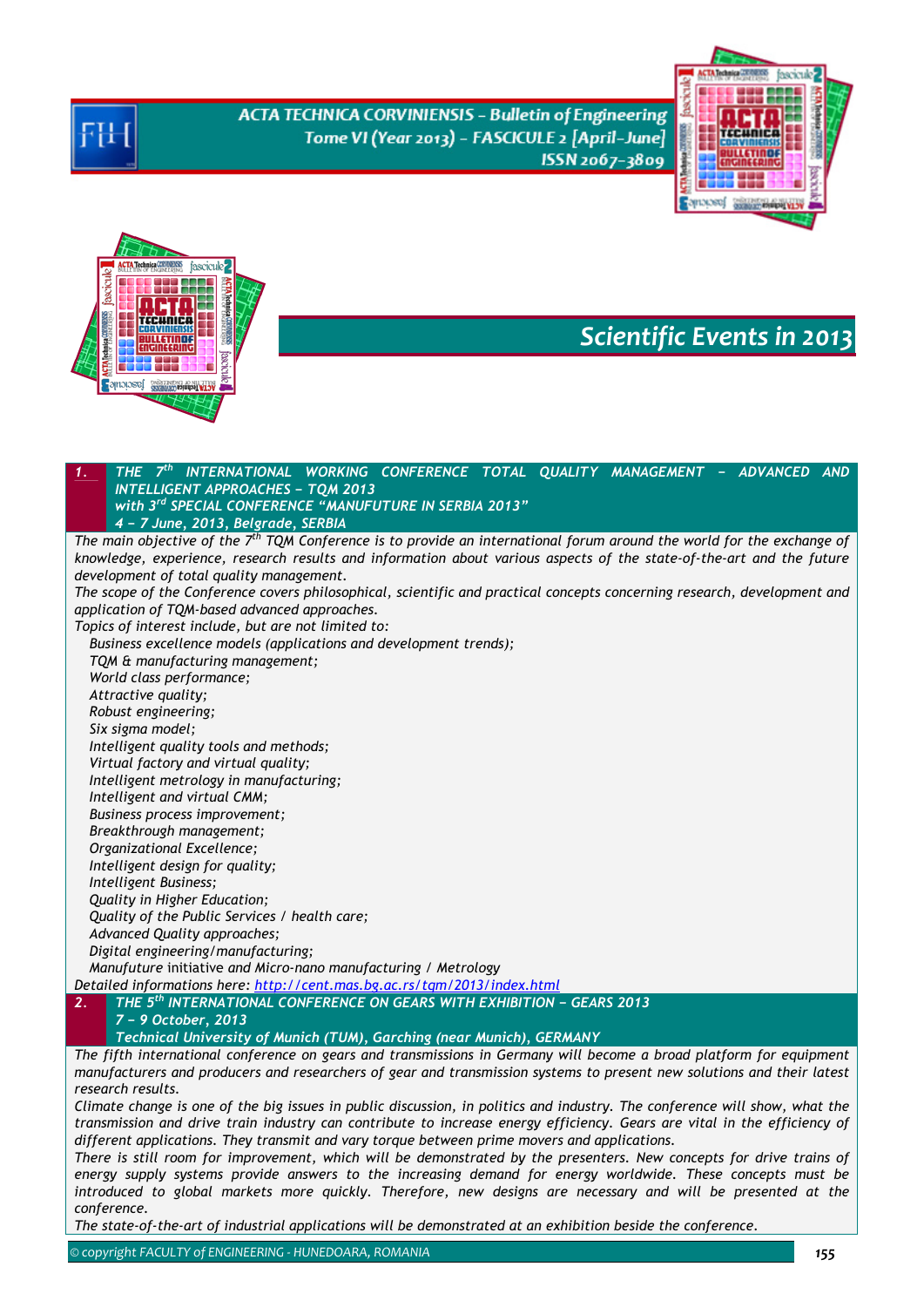# Scientific Events in 2013

## 1. THE 7th INTERNATIONAL WORKING CONFERENCE TOTAL QUALITY MANAGEMENT – ADVANCED AND INTELLIGENT APPROACHES – TQM 2013 with 3rd SPECIAL CONFERENCE "MANUFUTURE IN SERBIA 2013"

**4 – 7 June, 2013, Belgrade, SERBIA**

*The main objective of the 7th TQM Conference is to provide an international forum around the world for the exchange of knowledge, experience, research results and information about various aspects of the state-of-the-art and the future development of total quality management.*

*The scope of the Conference covers philosophical, scientific and practical concepts concerning research, development and application of TQM-based advanced approaches.*

*Topics of interest include, but are not limited to:*

- *Business excellence models (applications and development trends);*
- *TQM & manufacturing management;*
- *World class performance;*
- *Attractive quality;*
- *Robust engineering;*
- *Six sigma model;*
- *Intelligent quality tools and methods;*
- *Virtual factory and virtual quality;*
- *Intelligent metrology in manufacturing;*
- *Intelligent and virtual CMM;*
- *Business process improvement;*
- *Breakthrough management;*
- *Organizational Excellence;*
- *Intelligent design for quality;*
- *Intelligent Business;*
- *Quality in Higher Education;*
- *Quality of the Public Services / health care;*
- *Advanced Quality approaches;*
- *Digital engineering/manufacturing;*
- *Manufuture* initiative *and Micro-nano manufacturing / Metrology*

*Detailed informations here: http://cent.mas.bg.ac.rs/tqm/2013/index.html*

## 2. THE 5th INTERNATIONAL CONFERENCE ON GEARS WITH EXHIBITION – GEARS 2013

**7 – 9 October, 2013**

**Technical University of Munich (TUM), Garching (near Munich), GERMANY**

*The fifth international conference on gears and transmissions in Germany will become a broad platform for equipment manufacturers and producers and researchers of gear and transmission systems to present new solutions and their latest research results.*

*Climate change is one of the big issues in public discussion, in politics and industry. The conference will show, what the transmission and drive train industry can contribute to increase energy efficiency. Gears are vital in the efficiency of different applications. They transmit and vary torque between prime movers and applications.*

*There is still room for improvement, which will be demonstrated by the presenters. New concepts for drive trains of energy supply systems provide answers to the increasing demand for energy worldwide. These concepts must be introduced to global markets more quickly. Therefore, new designs are necessary and will be presented at the conference.*

*The state-of-the-art of industrial applications will be demonstrated at an exhibition beside the conference.*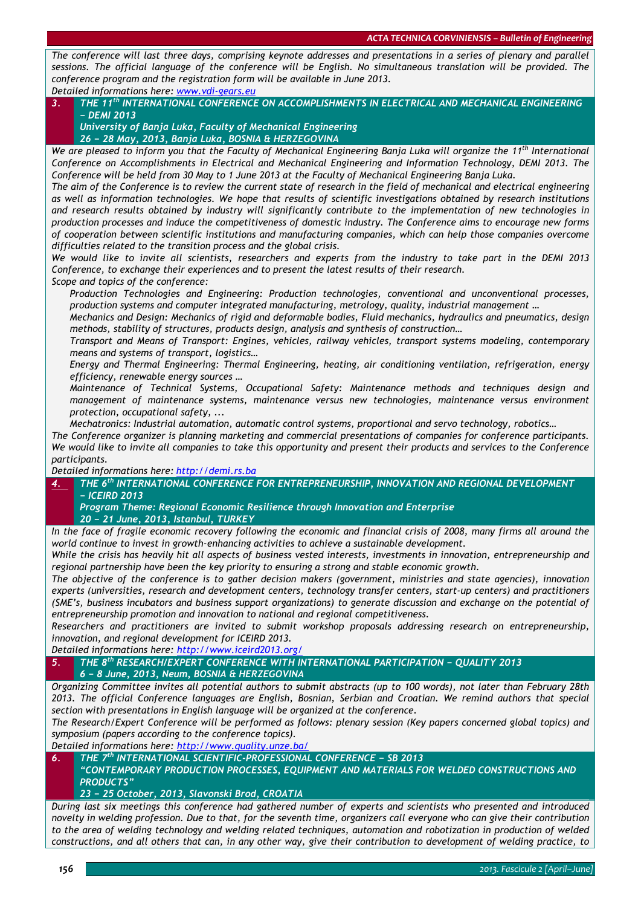*The conference will last three days, comprising keynote addresses and presentations in a series of plenary and parallel sessions. The official language of the conference will be English. No simultaneous translation will be provided. The conference program and the registration form will be available in June 2013.*

*Detailed informations here: [www.vdi-gears.eu](www.vdi-gears.eu)*

### 3. THE 11th INTERNATIONAL CONFERENCE ON ACCOMPLISHMENTS IN ELECTRICAL AND MECHANICAL ENGINEERING – DEMI 2013

***University of Banja Luka, Faculty of Mechanical Engineering***

***26 – 28 May, 2013, Banja Luka, BOSNIA & HERZEGOVINA***

*We are pleased to inform you that the Faculty of Mechanical Engineering Banja Luka will organize the 11th International Conference on Accomplishments in Electrical and Mechanical Engineering and Information Technology, DEMI 2013. The Conference will be held from 30 May to 1 June 2013 at the Faculty of Mechanical Engineering Banja Luka.*

*The aim of the Conference is to review the current state of research in the field of mechanical and electrical engineering as well as information technologies. We hope that results of scientific investigations obtained by research institutions and research results obtained by industry will significantly contribute to the implementation of new technologies in production processes and induce the competitiveness of domestic industry. The Conference aims to encourage new forms of cooperation between scientific institutions and manufacturing companies, which can help those companies overcome difficulties related to the transition process and the global crisis.*

*We would like to invite all scientists, researchers and experts from the industry to take part in the DEMI 2013 Conference, to exchange their experiences and to present the latest results of their research.*

*Scope and topics of the conference:*

- *Production Technologies and Engineering: Production technologies, conventional and unconventional processes, production systems and computer integrated manufacturing, metrology, quality, industrial management …*
- *Mechanics and Design: Mechanics of rigid and deformable bodies, Fluid mechanics, hydraulics and pneumatics, design methods, stability of structures, products design, analysis and synthesis of construction…*
- *Transport and Means of Transport: Engines, vehicles, railway vehicles, transport systems modeling, contemporary means and systems of transport, logistics…*
- *Energy and Thermal Engineering: Thermal Engineering, heating, air conditioning ventilation, refrigeration, energy efficiency, renewable energy sources …*
- *Maintenance of Technical Systems, Occupational Safety: Maintenance methods and techniques design and management of maintenance systems, maintenance versus new technologies, maintenance versus environment protection, occupational safety, ...*
- *Mechatronics: Industrial automation, automatic control systems, proportional and servo technology, robotics…*

*The Conference organizer is planning marketing and commercial presentations of companies for conference participants. We would like to invite all companies to take this opportunity and present their products and services to the Conference participants.*

*Detailed informations here: [http://demi.rs.ba](http://demi.rs.ba)*

### 4. THE 6th INTERNATIONAL CONFERENCE FOR ENTREPRENEURSHIP, INNOVATION AND REGIONAL DEVELOPMENT – ICEIRD 2013

***Program Theme: Regional Economic Resilience through Innovation and Enterprise***

***20 – 21 June, 2013, Istanbul, TURKEY***

*In the face of fragile economic recovery following the economic and financial crisis of 2008, many firms all around the world continue to invest in growth-enhancing activities to achieve a sustainable development.*

*While the crisis has heavily hit all aspects of business vested interests, investments in innovation, entrepreneurship and regional partnership have been the key priority to ensuring a strong and stable economic growth.*

*The objective of the conference is to gather decision makers (government, ministries and state agencies), innovation experts (universities, research and development centers, technology transfer centers, start-up centers) and practitioners (SME's, business incubators and business support organizations) to generate discussion and exchange on the potential of entrepreneurship promotion and innovation to national and regional competitiveness.*

*Researchers and practitioners are invited to submit workshop proposals addressing research on entrepreneurship, innovation, and regional development for ICEIRD 2013.*

*Detailed informations here: [http://www.iceird2013.org/](http://www.iceird2013.org/)*

### 5. THE 8th RESEARCH/EXPERT CONFERENCE WITH INTERNATIONAL PARTICIPATION – QUALITY 2013

***6 – 8 June, 2013, Neum, BOSNIA & HERZEGOVINA***

*Organizing Committee invites all potential authors to submit abstracts (up to 100 words), not later than February 28th 2013. The official Conference languages are English, Bosnian, Serbian and Croatian. We remind authors that special section with presentations in English language will be organized at the conference.*

*The Research/Expert Conference will be performed as follows: plenary session (Key papers concerned global topics) and symposium (papers according to the conference topics).*

*Detailed informations here: [http://www.quality.unze.ba/](http://www.quality.unze.ba/)*

### 6. THE 7th INTERNATIONAL SCIENTIFIC-PROFESSIONAL CONFERENCE – SB 2013 "CONTEMPORARY PRODUCTION PROCESSES, EQUIPMENT AND MATERIALS FOR WELDED CONSTRUCTIONS AND PRODUCTS"

***23 – 25 October, 2013, Slavonski Brod, CROATIA***

*During last six meetings this conference had gathered number of experts and scientists who presented and introduced novelty in welding profession. Due to that, for the seventh time, organizers call everyone who can give their contribution to the area of welding technology and welding related techniques, automation and robotization in production of welded constructions, and all others that can, in any other way, give their contribution to development of welding practice, to*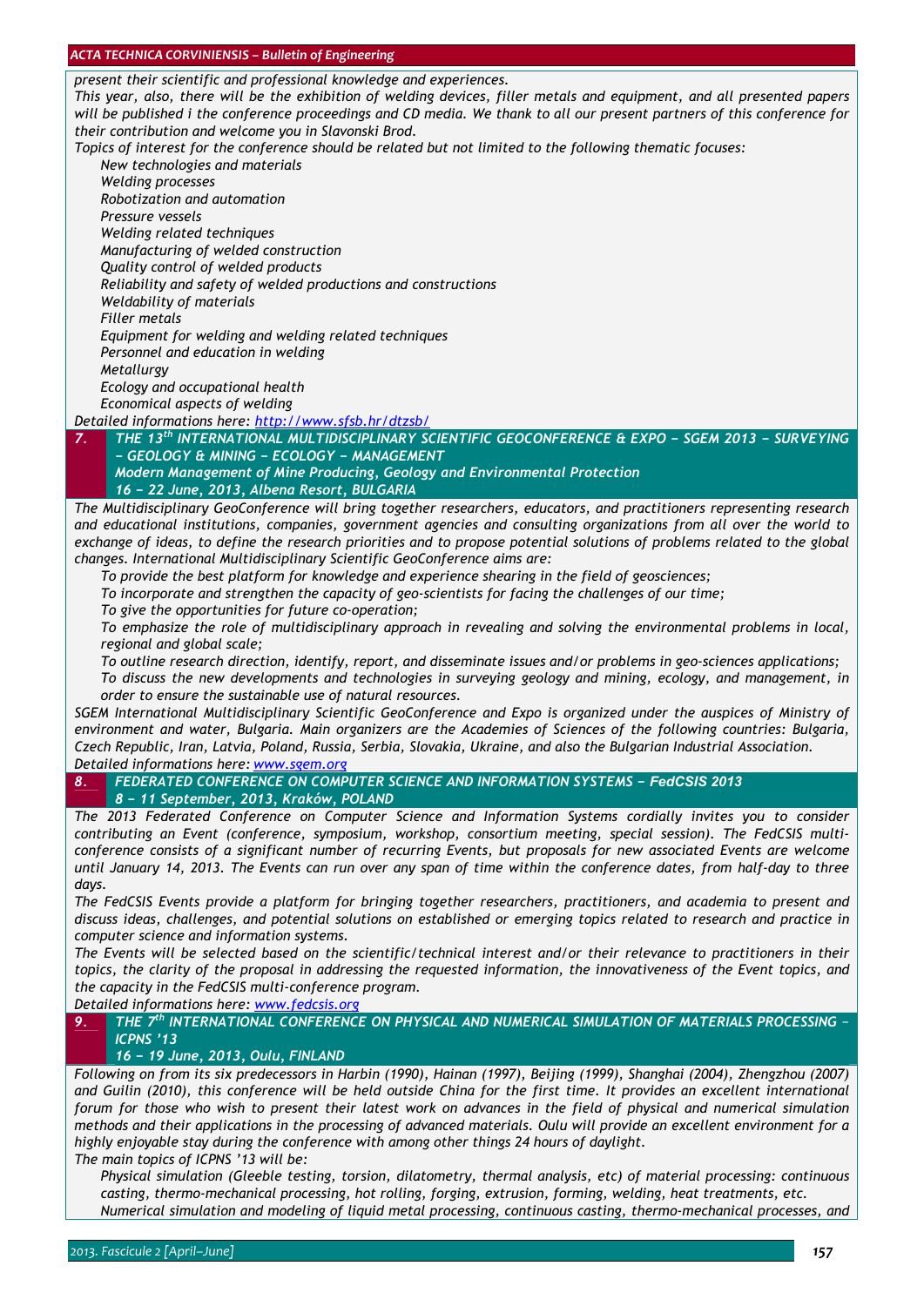*present their scientific and professional knowledge and experiences.*

*This year, also, there will be the exhibition of welding devices, filler metals and equipment, and all presented papers will be published i the conference proceedings and CD media. We thank to all our present partners of this conference for their contribution and welcome you in Slavonski Brod.*

*Topics of interest for the conference should be related but not limited to the following thematic focuses:*

- *New technologies and materials*
- *Welding processes*
- *Robotization and automation*
- *Pressure vessels*
- *Welding related techniques*
- *Manufacturing of welded construction*
- *Quality control of welded products*
- *Reliability and safety of welded productions and constructions*
- *Weldability of materials*
- *Filler metals*
- *Equipment for welding and welding related techniques*
- *Personnel and education in welding*
- *Metallurgy*
- *Ecology and occupational health*
- *Economical aspects of welding*

*Detailed informations here: http://www.sfsb.hr/dtzsb/*

## 7. THE 13th INTERNATIONAL MULTIDISCIPLINARY SCIENTIFIC GEOCONFERENCE & EXPO – SGEM 2013 – SURVEYING – GEOLOGY & MINING – ECOLOGY – MANAGEMENT

**Modern Management of Mine Producing, Geology and Environmental Protection**

**16 – 22 June, 2013, Albena Resort, BULGARIA**

*The Multidisciplinary GeoConference will bring together researchers, educators, and practitioners representing research and educational institutions, companies, government agencies and consulting organizations from all over the world to exchange of ideas, to define the research priorities and to propose potential solutions of problems related to the global changes. International Multidisciplinary Scientific GeoConference aims are:*

- *To provide the best platform for knowledge and experience shearing in the field of geosciences;*
- *To incorporate and strengthen the capacity of geo-scientists for facing the challenges of our time;*
- *To give the opportunities for future co-operation;*
- *To emphasize the role of multidisciplinary approach in revealing and solving the environmental problems in local, regional and global scale;*
- *To outline research direction, identify, report, and disseminate issues and/or problems in geo-sciences applications;*
- *To discuss the new developments and technologies in surveying geology and mining, ecology, and management, in order to ensure the sustainable use of natural resources.*

*SGEM International Multidisciplinary Scientific GeoConference and Expo is organized under the auspices of Ministry of environment and water, Bulgaria. Main organizers are the Academies of Sciences of the following countries: Bulgaria, Czech Republic, Iran, Latvia, Poland, Russia, Serbia, Slovakia, Ukraine, and also the Bulgarian Industrial Association.*

*Detailed informations here: www.sgem.org*

## 8. FEDERATED CONFERENCE ON COMPUTER SCIENCE AND INFORMATION SYSTEMS – FedCSIS 2013

**8 – 11 September, 2013, Kraków, POLAND**

*The 2013 Federated Conference on Computer Science and Information Systems cordially invites you to consider contributing an Event (conference, symposium, workshop, consortium meeting, special session). The FedCSIS multi-conference consists of a significant number of recurring Events, but proposals for new associated Events are welcome until January 14, 2013. The Events can run over any span of time within the conference dates, from half-day to three days.*

*The FedCSIS Events provide a platform for bringing together researchers, practitioners, and academia to present and discuss ideas, challenges, and potential solutions on established or emerging topics related to research and practice in computer science and information systems.*

*The Events will be selected based on the scientific/technical interest and/or their relevance to practitioners in their topics, the clarity of the proposal in addressing the requested information, the innovativeness of the Event topics, and the capacity in the FedCSIS multi-conference program.*

*Detailed informations here: www.fedcsis.org*

## 9. THE 7th INTERNATIONAL CONFERENCE ON PHYSICAL AND NUMERICAL SIMULATION OF MATERIALS PROCESSING – ICPNS '13

**16 – 19 June, 2013, Oulu, FINLAND**

*Following on from its six predecessors in Harbin (1990), Hainan (1997), Beijing (1999), Shanghai (2004), Zhengzhou (2007) and Guilin (2010), this conference will be held outside China for the first time. It provides an excellent international forum for those who wish to present their latest work on advances in the field of physical and numerical simulation methods and their applications in the processing of advanced materials. Oulu will provide an excellent environment for a highly enjoyable stay during the conference with among other things 24 hours of daylight.*

*The main topics of ICPNS '13 will be:*

- *Physical simulation (Gleeble testing, torsion, dilatometry, thermal analysis, etc) of material processing: continuous casting, thermo-mechanical processing, hot rolling, forging, extrusion, forming, welding, heat treatments, etc.*
- *Numerical simulation and modeling of liquid metal processing, continuous casting, thermo-mechanical processes, and*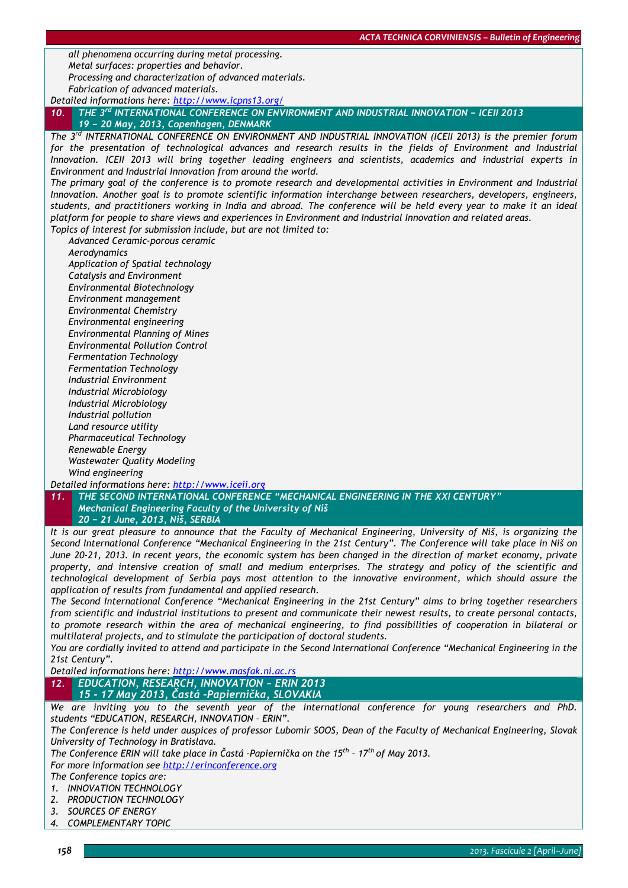*all phenomena occurring during metal processing.*
*Metal surfaces: properties and behavior.*
*Processing and characterization of advanced materials.*
*Fabrication of advanced materials.*

*Detailed informations here: http://www.icpns13.org/*

## 10. THE 3rd INTERNATIONAL CONFERENCE ON ENVIRONMENT AND INDUSTRIAL INNOVATION – ICEII 2013
### 19 – 20 May, 2013, Copenhagen, DENMARK

*The 3rd INTERNATIONAL CONFERENCE ON ENVIRONMENT AND INDUSTRIAL INNOVATION (ICEII 2013) is the premier forum for the presentation of technological advances and research results in the fields of Environment and Industrial Innovation. ICEII 2013 will bring together leading engineers and scientists, academics and industrial experts in Environment and Industrial Innovation from around the world.*

*The primary goal of the conference is to promote research and developmental activities in Environment and Industrial Innovation. Another goal is to promote scientific information interchange between researchers, developers, engineers, students, and practitioners working in India and abroad. The conference will be held every year to make it an ideal platform for people to share views and experiences in Environment and Industrial Innovation and related areas.*

*Topics of interest for submission include, but are not limited to:*

*Advanced Ceramic-porous ceramic*
*Aerodynamics*
*Application of Spatial technology*
*Catalysis and Environment*
*Environmental Biotechnology*
*Environment management*
*Environmental Chemistry*
*Environmental engineering*
*Environmental Planning of Mines*
*Environmental Pollution Control*
*Fermentation Technology*
*Fermentation Technology*
*Industrial Environment*
*Industrial Microbiology*
*Industrial Microbiology*
*Industrial pollution*
*Land resource utility*
*Pharmaceutical Technology*
*Renewable Energy*
*Wastewater Quality Modeling*
*Wind engineering*

*Detailed informations here: http://www.iceii.org*

## 11. THE SECOND INTERNATIONAL CONFERENCE "MECHANICAL ENGINEERING IN THE XXI CENTURY"
### Mechanical Engineering Faculty of the University of Niš
### 20 – 21 June, 2013, Niš, SERBIA

*It is our great pleasure to announce that the Faculty of Mechanical Engineering, University of Niš, is organizing the Second International Conference "Mechanical Engineering in the 21st Century". The Conference will take place in Niš on June 20-21, 2013. In recent years, the economic system has been changed in the direction of market economy, private property, and intensive creation of small and medium enterprises. The strategy and policy of the scientific and technological development of Serbia pays most attention to the innovative environment, which should assure the application of results from fundamental and applied research.*

*The Second International Conference "Mechanical Engineering in the 21st Century" aims to bring together researchers from scientific and industrial institutions to present and communicate their newest results, to create personal contacts, to promote research within the area of mechanical engineering, to find possibilities of cooperation in bilateral or multilateral projects, and to stimulate the participation of doctoral students.*

*You are cordially invited to attend and participate in the Second International Conference "Mechanical Engineering in the 21st Century".*

*Detailed informations here: http://www.masfak.ni.ac.rs*

## 12. EDUCATION, RESEARCH, INNOVATION – ERIN 2013
### 15 - 17 May 2013, Častá -Papiernička, SLOVAKIA

*We are inviting you to the seventh year of the international conference for young researchers and PhD. students "EDUCATION, RESEARCH, INNOVATION - ERIN".*

*The Conference is held under auspices of professor Lubomír SOOS, Dean of the Faculty of Mechanical Engineering, Slovak University of Technology in Bratislava.*

*The Conference ERIN will take place in Častá -Papiernička on the 15th - 17th of May 2013.*

*For more information see http://erinconference.org*

*The Conference topics are:*

1. *INNOVATION TECHNOLOGY*
2. *PRODUCTION TECHNOLOGY*
3. *SOURCES OF ENERGY*
4. *COMPLEMENTARY TOPIC*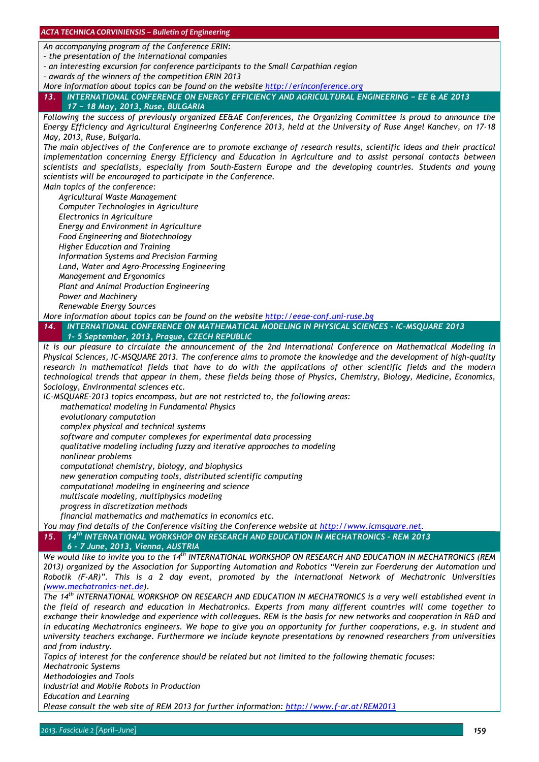*An accompanying program of the Conference ERIN:*
*- the presentation of the international companies*
*- an interesting excursion for conference participants to the Small Carpathian region*
*- awards of the winners of the competition ERIN 2013*
*More information about topics can be found on the website [http://erinconference.org](http://erinconference.org)*

### 13. INTERNATIONAL CONFERENCE ON ENERGY EFFICIENCY AND AGRICULTURAL ENGINEERING – EE & AE 2013
### 17 – 18 May, 2013, Ruse, BULGARIA

*Following the success of previously organized EE&AE Conferences, the Organizing Committee is proud to announce the Energy Efficiency and Agricultural Engineering Conference 2013, held at the University of Ruse Angel Kanchev, on 17-18 May, 2013, Ruse, Bulgaria.*

*The main objectives of the Conference are to promote exchange of research results, scientific ideas and their practical implementation concerning Energy Efficiency and Education in Agriculture and to assist personal contacts between scientists and specialists, especially from South-Eastern Europe and the developing countries. Students and young scientists will be encouraged to participate in the Conference.*

*Main topics of the conference:*

- *Agricultural Waste Management*
- *Computer Technologies in Agriculture*
- *Electronics in Agriculture*
- *Energy and Environment in Agriculture*
- *Food Engineering and Biotechnology*
- *Higher Education and Training*
- *Information Systems and Precision Farming*
- *Land, Water and Agro-Processing Engineering*
- *Management and Ergonomics*
- *Plant and Animal Production Engineering*
- *Power and Machinery*
- *Renewable Energy Sources*

*More information about topics can be found on the website [http://eeae-conf.uni-ruse.bg](http://eeae-conf.uni-ruse.bg)*

### 14. INTERNATIONAL CONFERENCE ON MATHEMATICAL MODELING IN PHYSICAL SCIENCES - IC-MSQUARE 2013
### 1- 5 September, 2013, Prague, CZECH REPUBLIC

*It is our pleasure to circulate the announcement of the 2nd International Conference on Mathematical Modeling in Physical Sciences, IC-MSQUARE 2013. The conference aims to promote the knowledge and the development of high-quality research in mathematical fields that have to do with the applications of other scientific fields and the modern technological trends that appear in them, these fields being those of Physics, Chemistry, Biology, Medicine, Economics, Sociology, Environmental sciences etc.*

*IC-MSQUARE-2013 topics encompass, but are not restricted to, the following areas:*

- *mathematical modeling in Fundamental Physics*
- *evolutionary computation*
- *complex physical and technical systems*
- *software and computer complexes for experimental data processing*
- *qualitative modeling including fuzzy and iterative approaches to modeling*
- *nonlinear problems*
- *computational chemistry, biology, and biophysics*
- *new generation computing tools, distributed scientific computing*
- *computational modeling in engineering and science*
- *multiscale modeling, multiphysics modeling*
- *progress in discretization methods*
- *financial mathematics and mathematics in economics etc.*

*You may find details of the Conference visiting the Conference website at [http://www.icmsquare.net](http://www.icmsquare.net).*

### 15. 14th INTERNATIONAL WORKSHOP ON RESEARCH AND EDUCATION IN MECHATRONICS - REM 2013
### 6 - 7 June, 2013, Vienna, AUSTRIA

*We would like to invite you to the 14th INTERNATIONAL WORKSHOP ON RESEARCH AND EDUCATION IN MECHATRONICS (REM 2013) organized by the Association for Supporting Automation and Robotics "Verein zur Foerderung der Automation und Robotik (F-AR)". This is a 2 day event, promoted by the International Network of Mechatronic Universities ([www.mechatronics-net.de](http://www.mechatronics-net.de)).*

*The 14th INTERNATIONAL WORKSHOP ON RESEARCH AND EDUCATION IN MECHATRONICS is a very well established event in the field of research and education in Mechatronics. Experts from many different countries will come together to exchange their knowledge and experience with colleagues. REM is the basis for new networks and cooperation in R&D and in educating Mechatronics engineers. We hope to give you an opportunity for further cooperations, e.g. in student and university teachers exchange. Furthermore we include keynote presentations by renowned researchers from universities and from industry.*

*Topics of interest for the conference should be related but not limited to the following thematic focuses:*

*Mechatronic Systems*
*Methodologies and Tools*
*Industrial and Mobile Robots in Production*
*Education and Learning*

*Please consult the web site of REM 2013 for further information: [http://www.f-ar.at/REM2013](http://www.f-ar.at/REM2013)*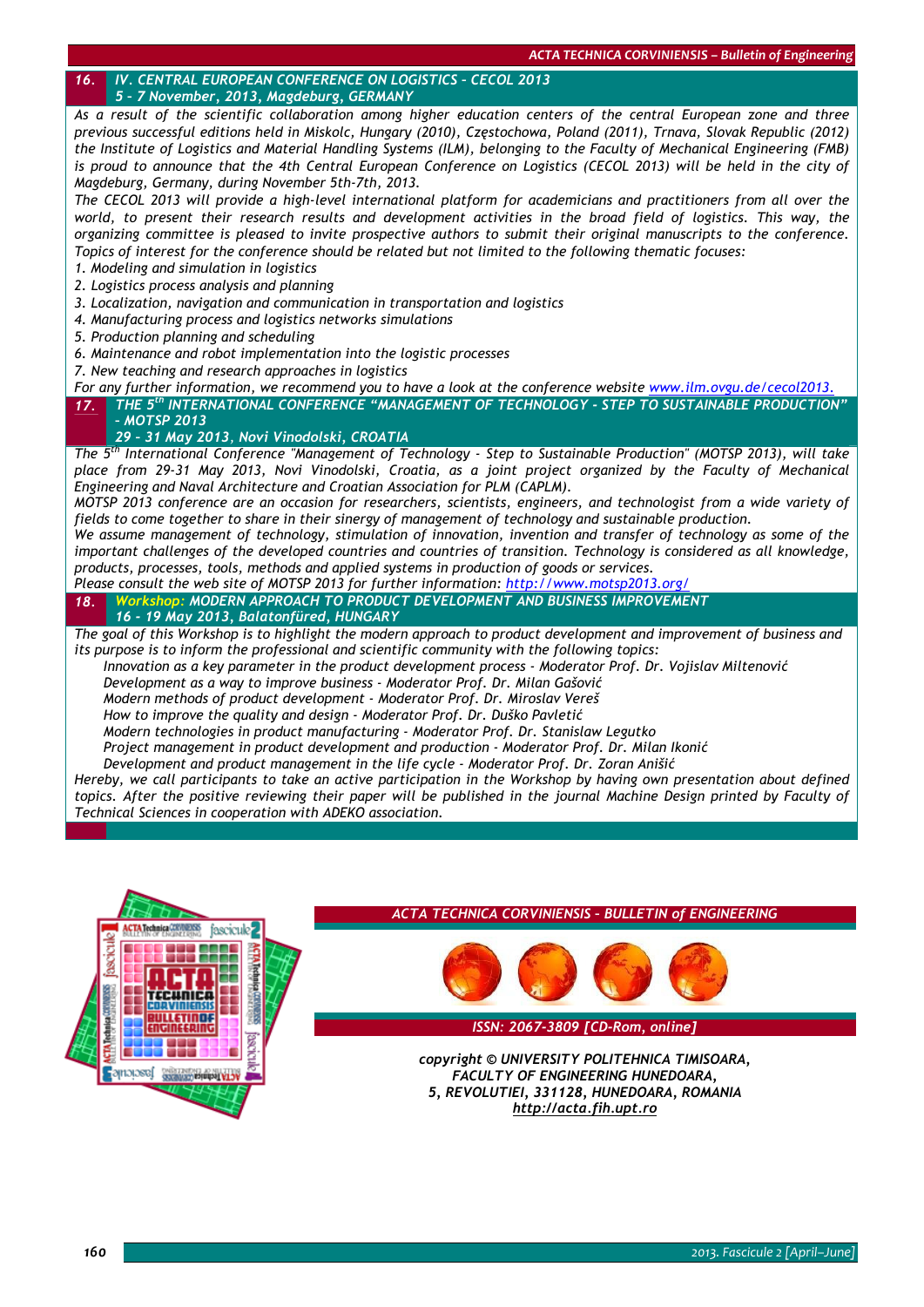## 16. IV. CENTRAL EUROPEAN CONFERENCE ON LOGISTICS - CECOL 2013
### 5 - 7 November, 2013, Magdeburg, GERMANY

*As a result of the scientific collaboration among higher education centers of the central European zone and three previous successful editions held in Miskolc, Hungary (2010), Częstochowa, Poland (2011), Trnava, Slovak Republic (2012) the Institute of Logistics and Material Handling Systems (ILM), belonging to the Faculty of Mechanical Engineering (FMB) is proud to announce that the 4th Central European Conference on Logistics (CECOL 2013) will be held in the city of Magdeburg, Germany, during November 5th-7th, 2013.*

*The CECOL 2013 will provide a high-level international platform for academicians and practitioners from all over the world, to present their research results and development activities in the broad field of logistics. This way, the organizing committee is pleased to invite prospective authors to submit their original manuscripts to the conference. Topics of interest for the conference should be related but not limited to the following thematic focuses:*

1. *Modeling and simulation in logistics*
2. *Logistics process analysis and planning*
3. *Localization, navigation and communication in transportation and logistics*
4. *Manufacturing process and logistics networks simulations*
5. *Production planning and scheduling*
6. *Maintenance and robot implementation into the logistic processes*
7. *New teaching and research approaches in logistics*

*For any further information, we recommend you to have a look at the conference website www.ilm.ovgu.de/cecol2013.*

## 17. THE 5th INTERNATIONAL CONFERENCE "MANAGEMENT OF TECHNOLOGY - STEP TO SUSTAINABLE PRODUCTION" - MOTSP 2013
### 29 - 31 May 2013, Novi Vinodolski, CROATIA

*The 5th International Conference "Management of Technology - Step to Sustainable Production" (MOTSP 2013), will take place from 29-31 May 2013, Novi Vinodolski, Croatia, as a joint project organized by the Faculty of Mechanical Engineering and Naval Architecture and Croatian Association for PLM (CAPLM).*

*MOTSP 2013 conference are an occasion for researchers, scientists, engineers, and technologist from a wide variety of fields to come together to share in their synergy of management of technology and sustainable production.*

*We assume management of technology, stimulation of innovation, invention and transfer of technology as some of the important challenges of the developed countries and countries of transition. Technology is considered as all knowledge, products, processes, tools, methods and applied systems in production of goods or services.*

*Please consult the web site of MOTSP 2013 for further information: http://www.motsp2013.org/*

## 18. Workshop: MODERN APPROACH TO PRODUCT DEVELOPMENT AND BUSINESS IMPROVEMENT
### 16 - 19 May 2013, Balatonfüred, HUNGARY

*The goal of this Workshop is to highlight the modern approach to product development and improvement of business and its purpose is to inform the professional and scientific community with the following topics:*

*Innovation as a key parameter in the product development process - Moderator Prof. Dr. Vojislav Miltenović*
*Development as a way to improve business - Moderator Prof. Dr. Milan Gašović*
*Modern methods of product development - Moderator Prof. Dr. Miroslav Vereš*
*How to improve the quality and design - Moderator Prof. Dr. Duško Pavletić*
*Modern technologies in product manufacturing - Moderator Prof. Dr. Stanislaw Legutko*
*Project management in product development and production - Moderator Prof. Dr. Milan Ikonić*
*Development and product management in the life cycle - Moderator Prof. Dr. Zoran Anišić*

*Hereby, we call participants to take an active participation in the Workshop by having own presentation about defined topics. After the positive reviewing their paper will be published in the journal Machine Design printed by Faculty of Technical Sciences in cooperation with ADEKO association.*

**ACTA TECHNICA CORVINIENSIS – BULLETIN of ENGINEERING**

**ISSN: 2067-3809 [CD-Rom, online]**

**copyright © UNIVERSITY POLITEHNICA TIMISOARA,**
**FACULTY OF ENGINEERING HUNEDOARA,**
**5, REVOLUTIEI, 331128, HUNEDOARA, ROMANIA**
**http://acta.fih.upt.ro**